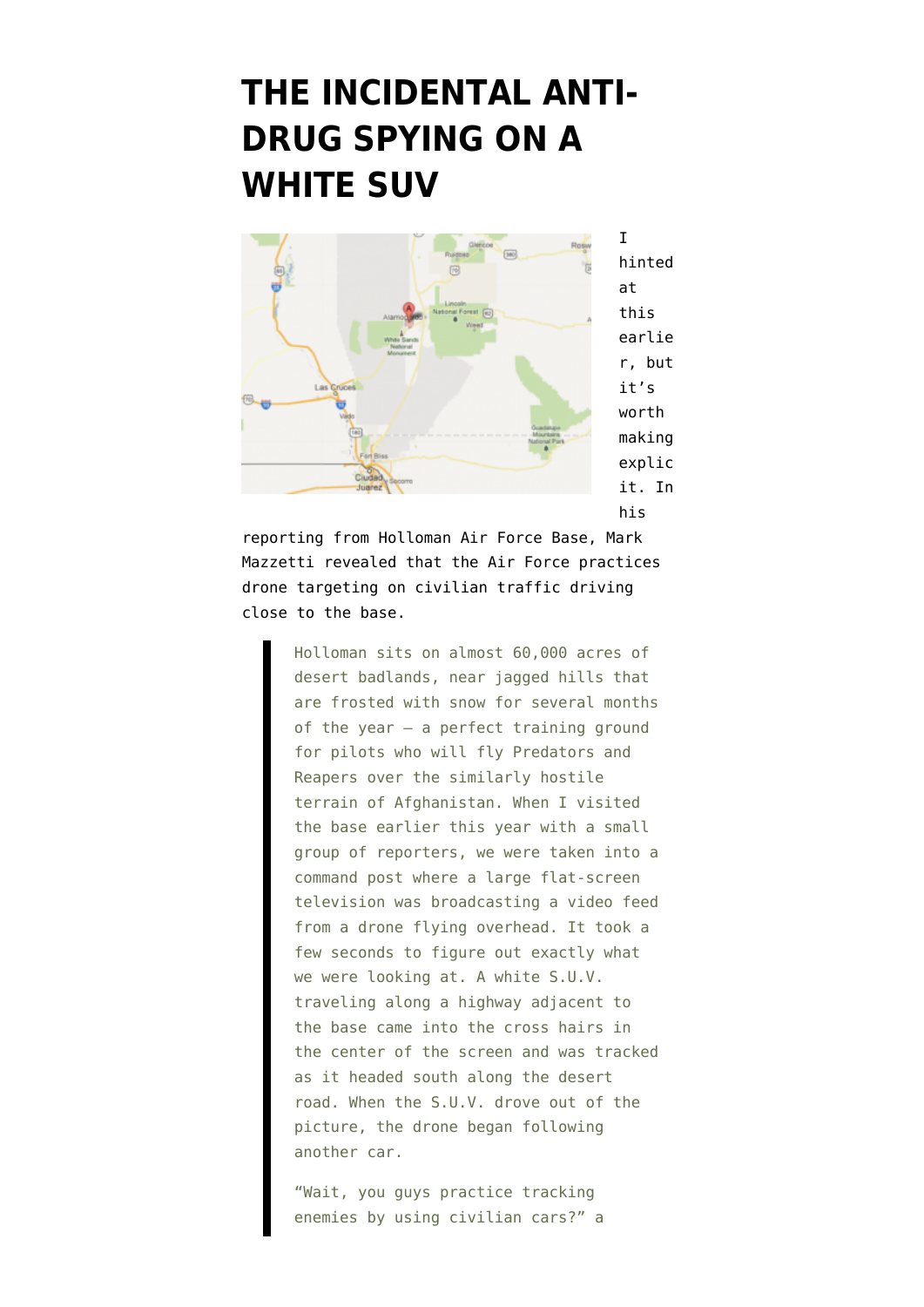# THE INCIDENTAL ANTI-DRUG SPYING ON A WHITE SUV

I hinted at this earlier, but it's worth making explicit it. In his reporting from Holloman Air Force Base, Mark Mazzetti revealed that the Air Force practices drone targeting on civilian traffic driving close to the base.

> Holloman sits on almost 60,000 acres of desert badlands, near jagged hills that are frosted with snow for several months of the year — a perfect training ground for pilots who will fly Predators and Reapers over the similarly hostile terrain of Afghanistan. When I visited the base earlier this year with a small group of reporters, we were taken into a command post where a large flat-screen television was broadcasting a video feed from a drone flying overhead. It took a few seconds to figure out exactly what we were looking at. A white S.U.V. traveling along a highway adjacent to the base came into the cross hairs in the center of the screen and was tracked as it headed south along the desert road. When the S.U.V. drove out of the picture, the drone began following another car.
>
> "Wait, you guys practice tracking enemies by using civilian cars?" a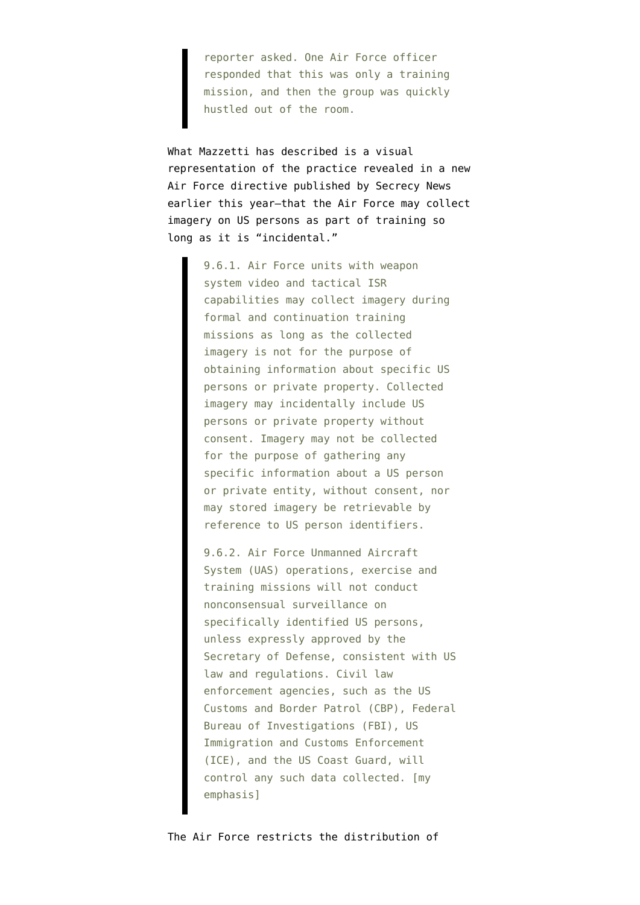> reporter asked. One Air Force officer responded that this was only a training mission, and then the group was quickly hustled out of the room.

What Mazzetti has described is a visual representation of the practice revealed in a new Air Force directive published by Secrecy News earlier this year–that the Air Force may collect imagery on US persons as part of training so long as it is "incidental."

> 9.6.1. Air Force units with weapon system video and tactical ISR capabilities may collect imagery during formal and continuation training missions as long as the collected imagery is not for the purpose of obtaining information about specific US persons or private property. Collected imagery may incidentally include US persons or private property without consent. Imagery may not be collected for the purpose of gathering any specific information about a US person or private entity, without consent, nor may stored imagery be retrievable by reference to US person identifiers.
>
> 9.6.2. Air Force Unmanned Aircraft System (UAS) operations, exercise and training missions will not conduct nonconsensual surveillance on specifically identified US persons, unless expressly approved by the Secretary of Defense, consistent with US law and regulations. Civil law enforcement agencies, such as the US Customs and Border Patrol (CBP), Federal Bureau of Investigations (FBI), US Immigration and Customs Enforcement (ICE), and the US Coast Guard, will control any such data collected. [my emphasis]

The Air Force restricts the distribution of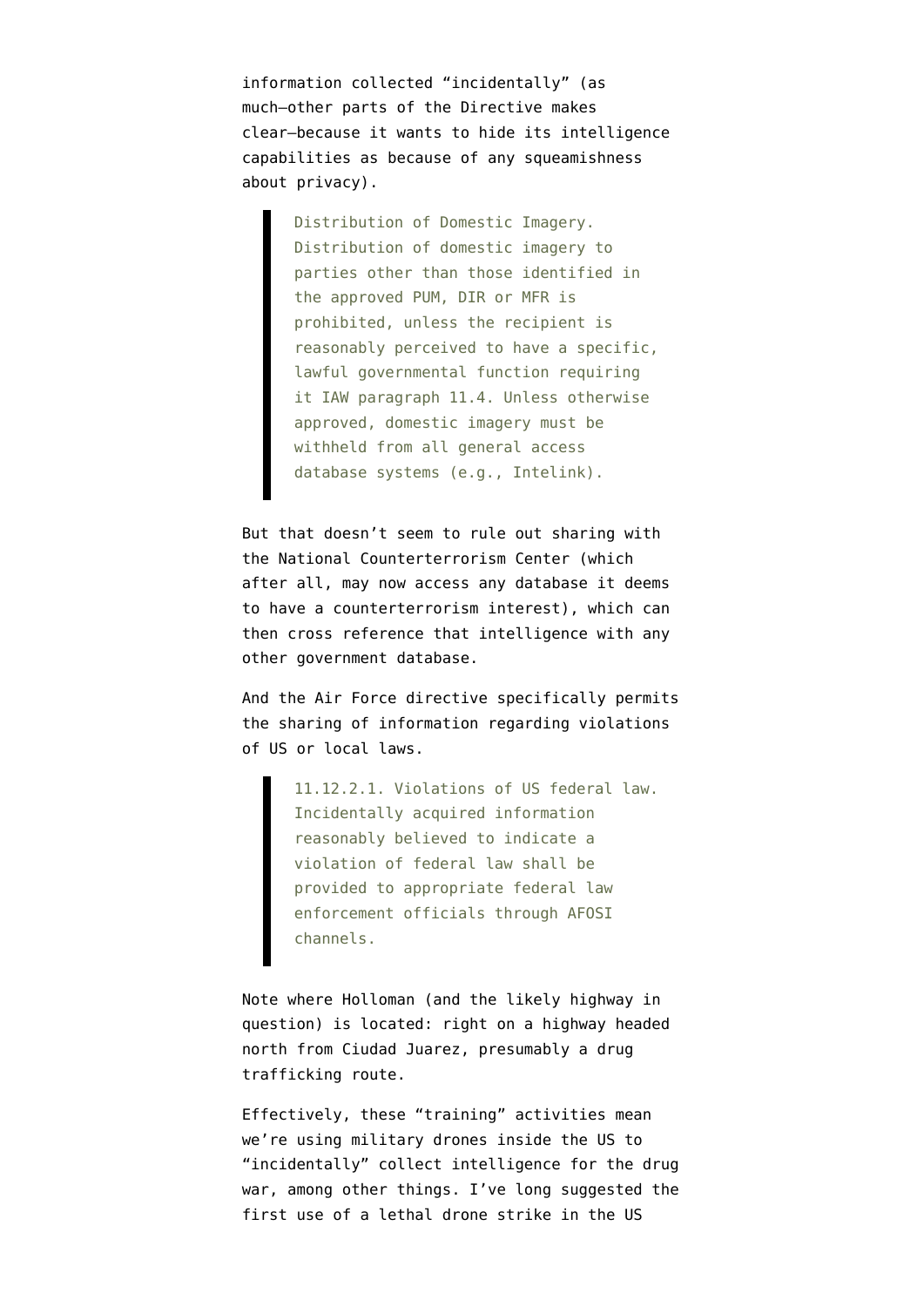information collected "incidentally" (as much—other parts of the Directive makes clear—because it wants to hide its intelligence capabilities as because of any squeamishness about privacy).

> Distribution of Domestic Imagery. Distribution of domestic imagery to parties other than those identified in the approved PUM, DIR or MFR is prohibited, unless the recipient is reasonably perceived to have a specific, lawful governmental function requiring it IAW paragraph 11.4. Unless otherwise approved, domestic imagery must be withheld from all general access database systems (e.g., Intelink).

But that doesn't seem to rule out sharing with the National Counterterrorism Center (which after all, may now access any database it deems to have a counterterrorism interest), which can then cross reference that intelligence with any other government database.

And the Air Force directive specifically permits the sharing of information regarding violations of US or local laws.

> 11.12.2.1. Violations of US federal law. Incidentally acquired information reasonably believed to indicate a violation of federal law shall be provided to appropriate federal law enforcement officials through AFOSI channels.

Note where Holloman (and the likely highway in question) is located: right on a highway headed north from Ciudad Juarez, presumably a drug trafficking route.

Effectively, these "training" activities mean we're using military drones inside the US to "incidentally" collect intelligence for the drug war, among other things. I've long suggested the first use of a lethal drone strike in the US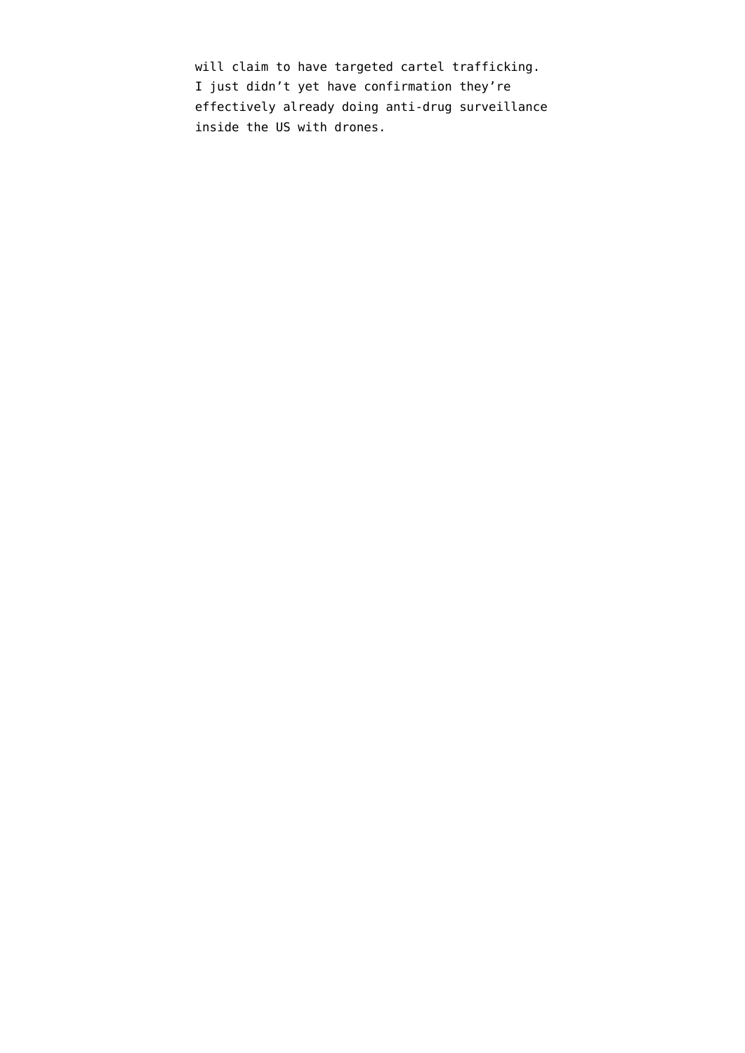will claim to have targeted cartel trafficking. I just didn’t yet have confirmation they’re effectively already doing anti-drug surveillance inside the US with drones.